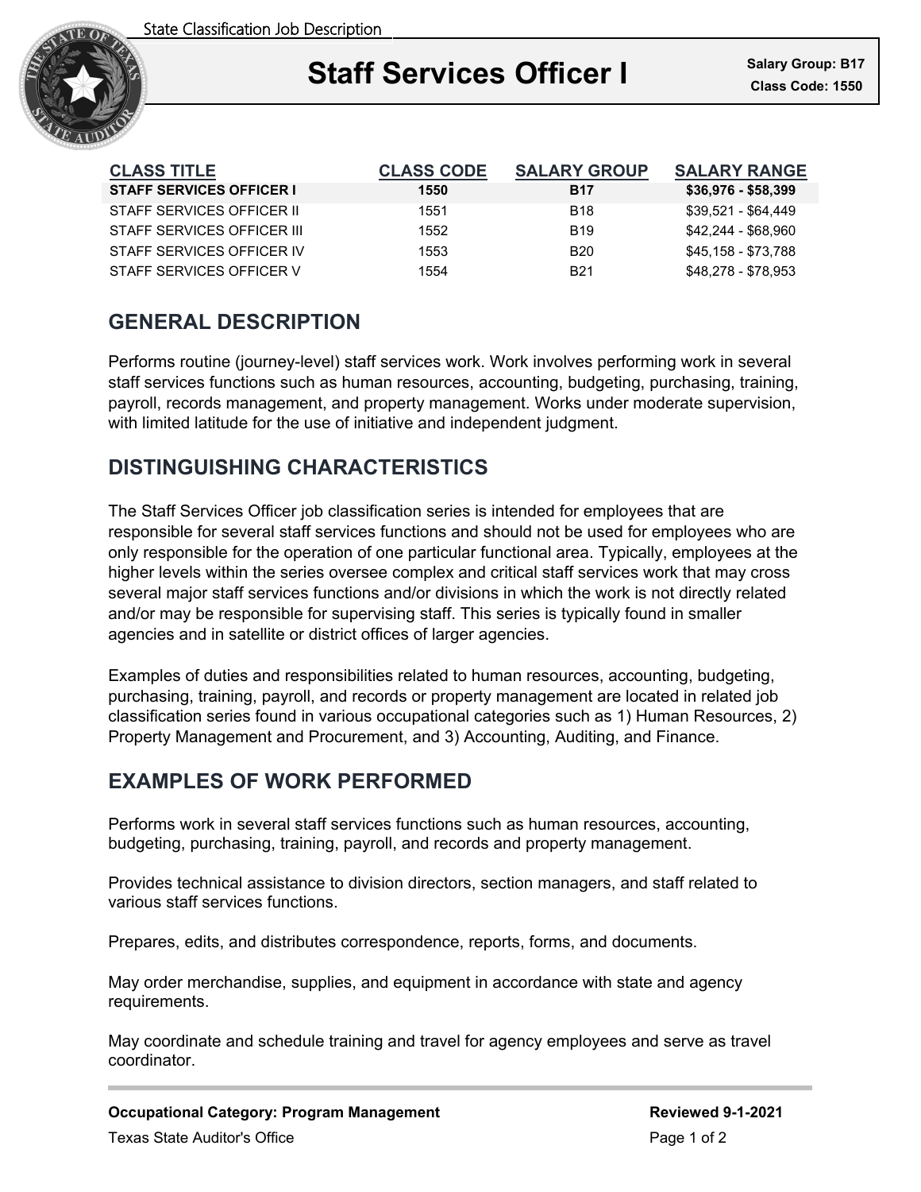State Classification Job Description

# Staff Services Officer I

**Salary Group: B17**
**Class Code: 1550**

| CLASS TITLE | CLASS CODE | SALARY GROUP | SALARY RANGE |
|---|---|---|---|
| **STAFF SERVICES OFFICER I** | **1550** | **B17** | **$36,976 - $58,399** |
| STAFF SERVICES OFFICER II | 1551 | B18 | $39,521 - $64,449 |
| STAFF SERVICES OFFICER III | 1552 | B19 | $42,244 - $68,960 |
| STAFF SERVICES OFFICER IV | 1553 | B20 | $45,158 - $73,788 |
| STAFF SERVICES OFFICER V | 1554 | B21 | $48,278 - $78,953 |

## GENERAL DESCRIPTION

Performs routine (journey-level) staff services work. Work involves performing work in several staff services functions such as human resources, accounting, budgeting, purchasing, training, payroll, records management, and property management. Works under moderate supervision, with limited latitude for the use of initiative and independent judgment.

## DISTINGUISHING CHARACTERISTICS

The Staff Services Officer job classification series is intended for employees that are responsible for several staff services functions and should not be used for employees who are only responsible for the operation of one particular functional area. Typically, employees at the higher levels within the series oversee complex and critical staff services work that may cross several major staff services functions and/or divisions in which the work is not directly related and/or may be responsible for supervising staff. This series is typically found in smaller agencies and in satellite or district offices of larger agencies.

Examples of duties and responsibilities related to human resources, accounting, budgeting, purchasing, training, payroll, and records or property management are located in related job classification series found in various occupational categories such as 1) Human Resources, 2) Property Management and Procurement, and 3) Accounting, Auditing, and Finance.

## EXAMPLES OF WORK PERFORMED

Performs work in several staff services functions such as human resources, accounting, budgeting, purchasing, training, payroll, and records and property management.

Provides technical assistance to division directors, section managers, and staff related to various staff services functions.

Prepares, edits, and distributes correspondence, reports, forms, and documents.

May order merchandise, supplies, and equipment in accordance with state and agency requirements.

May coordinate and schedule training and travel for agency employees and serve as travel coordinator.

**Occupational Category: Program Management**

**Reviewed 9-1-2021**

Texas State Auditor's Office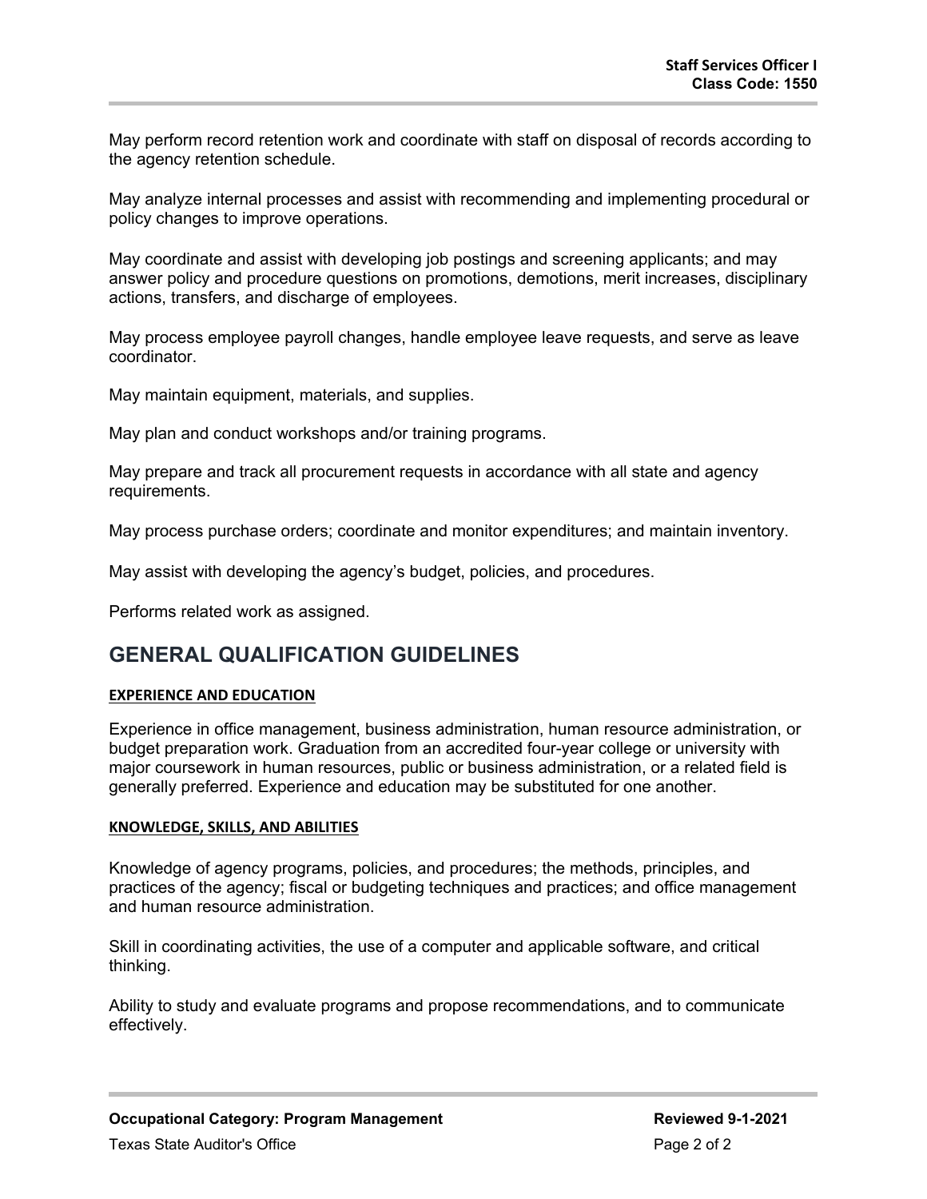May perform record retention work and coordinate with staff on disposal of records according to the agency retention schedule.

May analyze internal processes and assist with recommending and implementing procedural or policy changes to improve operations.

May coordinate and assist with developing job postings and screening applicants; and may answer policy and procedure questions on promotions, demotions, merit increases, disciplinary actions, transfers, and discharge of employees.

May process employee payroll changes, handle employee leave requests, and serve as leave coordinator.

May maintain equipment, materials, and supplies.

May plan and conduct workshops and/or training programs.

May prepare and track all procurement requests in accordance with all state and agency requirements.

May process purchase orders; coordinate and monitor expenditures; and maintain inventory.

May assist with developing the agency's budget, policies, and procedures.

Performs related work as assigned.

## GENERAL QUALIFICATION GUIDELINES

### EXPERIENCE AND EDUCATION

Experience in office management, business administration, human resource administration, or budget preparation work. Graduation from an accredited four-year college or university with major coursework in human resources, public or business administration, or a related field is generally preferred. Experience and education may be substituted for one another.

### KNOWLEDGE, SKILLS, AND ABILITIES

Knowledge of agency programs, policies, and procedures; the methods, principles, and practices of the agency; fiscal or budgeting techniques and practices; and office management and human resource administration.

Skill in coordinating activities, the use of a computer and applicable software, and critical thinking.

Ability to study and evaluate programs and propose recommendations, and to communicate effectively.